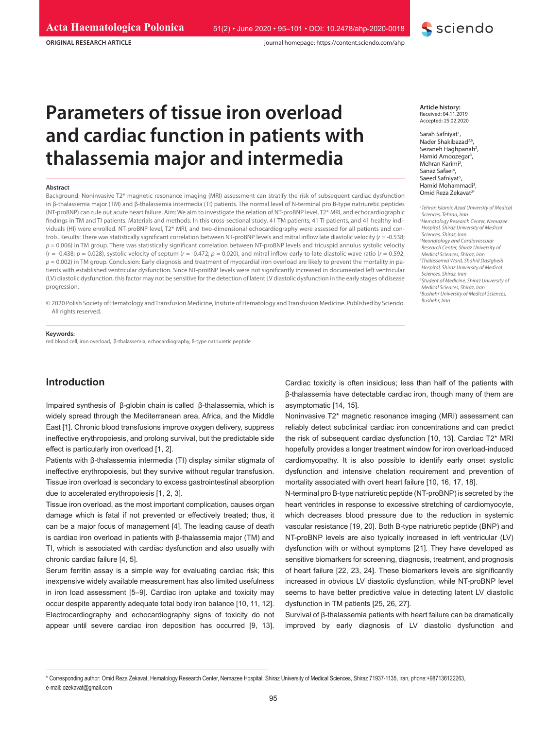ORIGINAL RESEARCH ARTICLE

# Parameters of tissue iron overload and cardiac function in patients with thalassemia major and intermedia

**Article history:**
Received: 04.11.2019
Accepted: 25.02.2020

Sarah Safniyat[1], Nader Shakibazad[2,6], Sezaneh Haghpanah[2], Hamid Amoozegar[3], Mehran Karimi[2], Sanaz Safaei[4], Saeed Safniyat[5], Hamid Mohammadi[3], Omid Reza Zekavat[2*]

[1] *Tehran Islamic Azad University of Medical Sciences, Tehran, Iran*
[2] *Hematology Research Center, Nemazee Hospital, Shiraz University of Medical Sciences, Shiraz, Iran*
[3] *Neonatology and Cardiovascular Research Center, Shiraz University of Medical Sciences, Shiraz, Iran*
[4] *Thalassemia Ward, Shahid Dastgheib Hospital, Shiraz University of Medical Sciences, Shiraz, Iran*
[5] *Student of Medicine, Shiraz University of Medical Sciences, Shiraz, Iran*
[6] *Bushehr University of Medical Sciences, Bushehr, Iran*

### Abstract

Background: Noninvasive T2* magnetic resonance imaging (MRI) assessment can stratify the risk of subsequent cardiac dysfunction in β-thalassemia major (TM) and β-thalassemia intermedia (TI) patients. The normal level of N-terminal pro B-type natriuretic peptides (NT-proBNP) can rule out acute heart failure. Aim: We aim to investigate the relation of NT-proBNP level, T2* MRI, and echocardiographic findings in TM and TI patients. Materials and methods: In this cross-sectional study, 41 TM patients, 41 TI patients, and 41 healthy individuals (HI) were enrolled. NT-proBNP level, T2* MRI, and two-dimensional echocardiography were assessed for all patients and controls. Results: There was statistically significant correlation between NT-proBNP levels and mitral inflow late diastolic velocity ($r = -0.538$; $p = 0.006$) in TM group. There was statistically significant correlation between NT-proBNP levels and tricuspid annulus systolic velocity ($r = -0.438$; $p = 0.028$), systolic velocity of septum ($r = -0.472$; $p = 0.020$), and mitral inflow early-to-late diastolic wave ratio ($r = 0.592$; $p = 0.002$) in TM group. Conclusion: Early diagnosis and treatment of myocardial iron overload are likely to prevent the mortality in patients with established ventricular dysfunction. Since NT-proBNP levels were not significantly increased in documented left ventricular (LV) diastolic dysfunction, this factor may not be sensitive for the detection of latent LV diastolic dysfunction in the early stages of disease progression.

© 2020 Polish Society of Hematology and Transfusion Medicine, Insitute of Hematology and Transfusion Medicine. Published by Sciendo. All rights reserved.

**Keywords:**
red blood cell, iron overload, β-thalassemia, echocardiography, B-type natriuretic peptide

## Introduction

Impaired synthesis of β-globin chain is called β-thalassemia, which is widely spread through the Mediterranean area, Africa, and the Middle East [1]. Chronic blood transfusions improve oxygen delivery, suppress ineffective erythropoiesis, and prolong survival, but the predictable side effect is particularly iron overload [1, 2].

Patients with β-thalassemia intermedia (TI) display similar stigmata of ineffective erythropoiesis, but they survive without regular transfusion. Tissue iron overload is secondary to excess gastrointestinal absorption due to accelerated erythropoiesis [1, 2, 3].

Tissue iron overload, as the most important complication, causes organ damage which is fatal if not prevented or effectively treated; thus, it can be a major focus of management [4]. The leading cause of death is cardiac iron overload in patients with β-thalassemia major (TM) and TI, which is associated with cardiac dysfunction and also usually with chronic cardiac failure [4, 5].

Serum ferritin assay is a simple way for evaluating cardiac risk; this inexpensive widely available measurement has also limited usefulness in iron load assessment [5–9]. Cardiac iron uptake and toxicity may occur despite apparently adequate total body iron balance [10, 11, 12]. Electrocardiography and echocardiography signs of toxicity do not appear until severe cardiac iron deposition has occurred [9, 13]. Cardiac toxicity is often insidious; less than half of the patients with β-thalassemia have detectable cardiac iron, though many of them are asymptomatic [14, 15].

Noninvasive T2* magnetic resonance imaging (MRI) assessment can reliably detect subclinical cardiac iron concentrations and can predict the risk of subsequent cardiac dysfunction [10, 13]. Cardiac T2* MRI hopefully provides a longer treatment window for iron overload-induced cardiomyopathy. It is also possible to identify early onset systolic dysfunction and intensive chelation requirement and prevention of mortality associated with overt heart failure [10, 16, 17, 18].

N-terminal pro B-type natriuretic peptide (NT-proBNP) is secreted by the heart ventricles in response to excessive stretching of cardiomyocyte, which decreases blood pressure due to the reduction in systemic vascular resistance [19, 20]. Both B-type natriuretic peptide (BNP) and NT-proBNP levels are also typically increased in left ventricular (LV) dysfunction with or without symptoms [21]. They have developed as sensitive biomarkers for screening, diagnosis, treatment, and prognosis of heart failure [22, 23, 24]. These biomarkers levels are significantly increased in obvious LV diastolic dysfunction, while NT-proBNP level seems to have better predictive value in detecting latent LV diastolic dysfunction in TM patients [25, 26, 27].

Survival of β-thalassemia patients with heart failure can be dramatically improved by early diagnosis of LV diastolic dysfunction and

* Corresponding author: Omid Reza Zekavat, Hematology Research Center, Nemazee Hospital, Shiraz University of Medical Sciences, Shiraz 71937-1135, Iran, phone:+987136122263, e-mail: ozekavat@gmail.com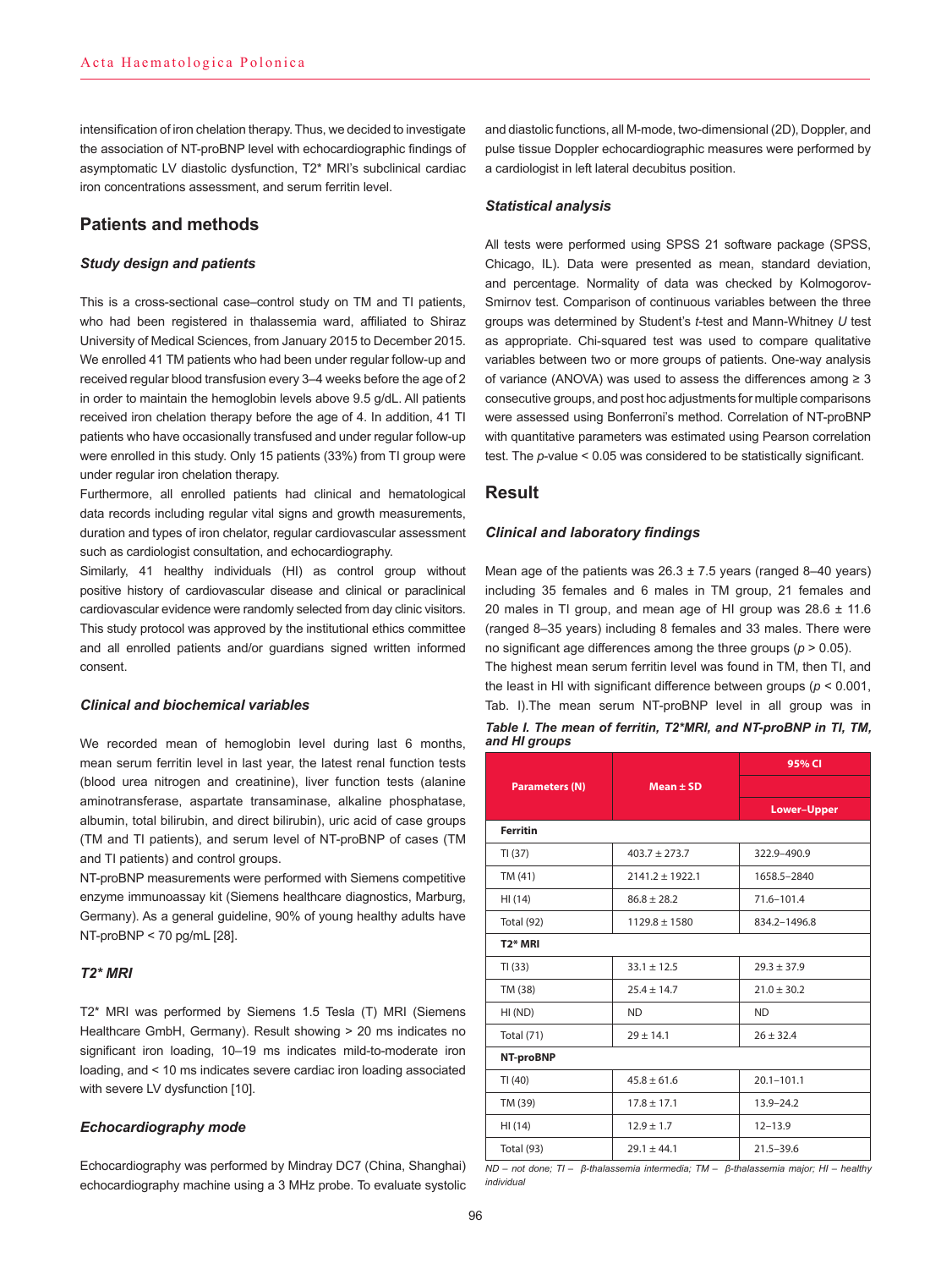intensification of iron chelation therapy. Thus, we decided to investigate the association of NT-proBNP level with echocardiographic findings of asymptomatic LV diastolic dysfunction, T2* MRI's subclinical cardiac iron concentrations assessment, and serum ferritin level.

## Patients and methods

### *Study design and patients*

This is a cross-sectional case–control study on TM and TI patients, who had been registered in thalassemia ward, affiliated to Shiraz University of Medical Sciences, from January 2015 to December 2015. We enrolled 41 TM patients who had been under regular follow-up and received regular blood transfusion every 3–4 weeks before the age of 2 in order to maintain the hemoglobin levels above 9.5 g/dL. All patients received iron chelation therapy before the age of 4. In addition, 41 TI patients who have occasionally transfused and under regular follow-up were enrolled in this study. Only 15 patients (33%) from TI group were under regular iron chelation therapy.

Furthermore, all enrolled patients had clinical and hematological data records including regular vital signs and growth measurements, duration and types of iron chelator, regular cardiovascular assessment such as cardiologist consultation, and echocardiography.

Similarly, 41 healthy individuals (HI) as control group without positive history of cardiovascular disease and clinical or paraclinical cardiovascular evidence were randomly selected from day clinic visitors. This study protocol was approved by the institutional ethics committee and all enrolled patients and/or guardians signed written informed consent.

### *Clinical and biochemical variables*

We recorded mean of hemoglobin level during last 6 months, mean serum ferritin level in last year, the latest renal function tests (blood urea nitrogen and creatinine), liver function tests (alanine aminotransferase, aspartate transaminase, alkaline phosphatase, albumin, total bilirubin, and direct bilirubin), uric acid of case groups (TM and TI patients), and serum level of NT-proBNP of cases (TM and TI patients) and control groups.

NT-proBNP measurements were performed with Siemens competitive enzyme immunoassay kit (Siemens healthcare diagnostics, Marburg, Germany). As a general guideline, 90% of young healthy adults have NT-proBNP < 70 pg/mL [28].

### *T2* MRI*

T2* MRI was performed by Siemens 1.5 Tesla (T) MRI (Siemens Healthcare GmbH, Germany). Result showing > 20 ms indicates no significant iron loading, 10–19 ms indicates mild-to-moderate iron loading, and < 10 ms indicates severe cardiac iron loading associated with severe LV dysfunction [10].

### *Echocardiography mode*

Echocardiography was performed by Mindray DC7 (China, Shanghai) echocardiography machine using a 3 MHz probe. To evaluate systolic and diastolic functions, all M-mode, two-dimensional (2D), Doppler, and pulse tissue Doppler echocardiographic measures were performed by a cardiologist in left lateral decubitus position.

### *Statistical analysis*

All tests were performed using SPSS 21 software package (SPSS, Chicago, IL). Data were presented as mean, standard deviation, and percentage. Normality of data was checked by Kolmogorov-Smirnov test. Comparison of continuous variables between the three groups was determined by Student's *t*-test and Mann-Whitney *U* test as appropriate. Chi-squared test was used to compare qualitative variables between two or more groups of patients. One-way analysis of variance (ANOVA) was used to assess the differences among ≥ 3 consecutive groups, and post hoc adjustments for multiple comparisons were assessed using Bonferroni's method. Correlation of NT-proBNP with quantitative parameters was estimated using Pearson correlation test. The *p*-value < 0.05 was considered to be statistically significant.

## Result

### *Clinical and laboratory findings*

Mean age of the patients was 26.3 ± 7.5 years (ranged 8–40 years) including 35 females and 6 males in TM group, 21 females and 20 males in TI group, and mean age of HI group was 28.6 ± 11.6 (ranged 8–35 years) including 8 females and 33 males. There were no significant age differences among the three groups ($p > 0.05$).

The highest mean serum ferritin level was found in TM, then TI, and the least in HI with significant difference between groups ($p < 0.001$, Tab. I).The mean serum NT-proBNP level in all group was in

***Table I. The mean of ferritin, T2*MRI, and NT-proBNP in TI, TM, and HI groups***

| Parameters (N) | Mean ± SD | 95% CI Lower–Upper |
|---|---|---|
| **Ferritin** | | |
| TI (37) | 403.7 ± 273.7 | 322.9–490.9 |
| TM (41) | 2141.2 ± 1922.1 | 1658.5–2840 |
| HI (14) | 86.8 ± 28.2 | 71.6–101.4 |
| Total (92) | 1129.8 ± 1580 | 834.2–1496.8 |
| **T2* MRI** | | |
| TI (33) | 33.1 ± 12.5 | 29.3 ± 37.9 |
| TM (38) | 25.4 ± 14.7 | 21.0 ± 30.2 |
| HI (ND) | ND | ND |
| Total (71) | 29 ± 14.1 | 26 ± 32.4 |
| **NT-proBNP** | | |
| TI (40) | 45.8 ± 61.6 | 20.1–101.1 |
| TM (39) | 17.8 ± 17.1 | 13.9–24.2 |
| HI (14) | 12.9 ± 1.7 | 12–13.9 |
| Total (93) | 29.1 ± 44.1 | 21.5–39.6 |

*ND – not done; TI – β-thalassemia intermedia; TM – β-thalassemia major; HI – healthy individual*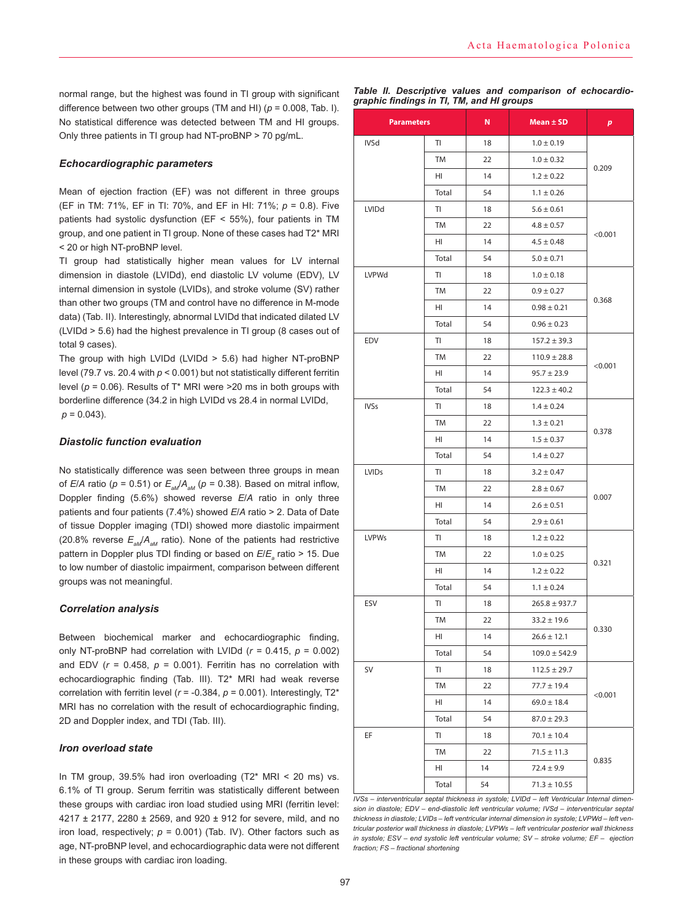normal range, but the highest was found in TI group with significant difference between two other groups (TM and HI) ($p$ = 0.008, Tab. I). No statistical difference was detected between TM and HI groups. Only three patients in TI group had NT-proBNP > 70 pg/mL.

### Echocardiographic parameters

Mean of ejection fraction (EF) was not different in three groups (EF in TM: 71%, EF in TI: 70%, and EF in HI: 71%; $p$ = 0.8). Five patients had systolic dysfunction (EF < 55%), four patients in TM group, and one patient in TI group. None of these cases had T2* MRI < 20 or high NT-proBNP level.

TI group had statistically higher mean values for LV internal dimension in diastole (LVIDd), end diastolic LV volume (EDV), LV internal dimension in systole (LVIDs), and stroke volume (SV) rather than other two groups (TM and control have no difference in M-mode data) (Tab. II). Interestingly, abnormal LVIDd that indicated dilated LV (LVIDd > 5.6) had the highest prevalence in TI group (8 cases out of total 9 cases).

The group with high LVIDd (LVIDd > 5.6) had higher NT-proBNP level (79.7 vs. 20.4 with $p$ < 0.001) but not statistically different ferritin level ($p$ = 0.06). Results of T* MRI were >20 ms in both groups with borderline difference (34.2 in high LVIDd vs 28.4 in normal LVIDd, $p$ = 0.043).

### Diastolic function evaluation

No statistically difference was seen between three groups in mean of *E/A* ratio ($p$ = 0.51) or $E_{aM}/A_{aM}$ ($p$ = 0.38). Based on mitral inflow, Doppler finding (5.6%) showed reverse *E/A* ratio in only three patients and four patients (7.4%) showed *E/A* ratio > 2. Data of Date of tissue Doppler imaging (TDI) showed more diastolic impairment (20.8% reverse $E_{aM}/A_{aM}$ ratio). None of the patients had restrictive pattern in Doppler plus TDI finding or based on $E/E_a$ ratio > 15. Due to low number of diastolic impairment, comparison between different groups was not meaningful.

### Correlation analysis

Between biochemical marker and echocardiographic finding, only NT-proBNP had correlation with LVIDd ($r$ = 0.415, $p$ = 0.002) and EDV ($r$ = 0.458, $p$ = 0.001). Ferritin has no correlation with echocardiographic finding (Tab. III). T2* MRI had weak reverse correlation with ferritin level ($r$ = -0.384, $p$ = 0.001). Interestingly, T2* MRI has no correlation with the result of echocardiographic finding, 2D and Doppler index, and TDI (Tab. III).

### Iron overload state

In TM group, 39.5% had iron overloading (T2* MRI < 20 ms) vs. 6.1% of TI group. Serum ferritin was statistically different between these groups with cardiac iron load studied using MRI (ferritin level: 4217 ± 2177, 2280 ± 2569, and 920 ± 912 for severe, mild, and no iron load, respectively; $p$ = 0.001) (Tab. IV). Other factors such as age, NT-proBNP level, and echocardiographic data were not different in these groups with cardiac iron loading.

***Table II.** Descriptive values and comparison of echocardiographic findings in TI, TM, and HI groups*

| Parameters | | N | Mean ± SD | p |
|---|---|---|---|---|
| IVSd | TI | 18 | 1.0 ± 0.19 | 0.209 |
| | TM | 22 | 1.0 ± 0.32 | |
| | HI | 14 | 1.2 ± 0.22 | |
| | Total | 54 | 1.1 ± 0.26 | |
| LVIDd | TI | 18 | 5.6 ± 0.61 | <0.001 |
| | TM | 22 | 4.8 ± 0.57 | |
| | HI | 14 | 4.5 ± 0.48 | |
| | Total | 54 | 5.0 ± 0.71 | |
| LVPWd | TI | 18 | 1.0 ± 0.18 | 0.368 |
| | TM | 22 | 0.9 ± 0.27 | |
| | HI | 14 | 0.98 ± 0.21 | |
| | Total | 54 | 0.96 ± 0.23 | |
| EDV | TI | 18 | 157.2 ± 39.3 | <0.001 |
| | TM | 22 | 110.9 ± 28.8 | |
| | HI | 14 | 95.7 ± 23.9 | |
| | Total | 54 | 122.3 ± 40.2 | |
| IVSs | TI | 18 | 1.4 ± 0.24 | 0.378 |
| | TM | 22 | 1.3 ± 0.21 | |
| | HI | 14 | 1.5 ± 0.37 | |
| | Total | 54 | 1.4 ± 0.27 | |
| LVIDs | TI | 18 | 3.2 ± 0.47 | 0.007 |
| | TM | 22 | 2.8 ± 0.67 | |
| | HI | 14 | 2.6 ± 0.51 | |
| | Total | 54 | 2.9 ± 0.61 | |
| LVPWs | TI | 18 | 1.2 ± 0.22 | 0.321 |
| | TM | 22 | 1.0 ± 0.25 | |
| | HI | 14 | 1.2 ± 0.22 | |
| | Total | 54 | 1.1 ± 0.24 | |
| ESV | TI | 18 | 265.8 ± 937.7 | 0.330 |
| | TM | 22 | 33.2 ± 19.6 | |
| | HI | 14 | 26.6 ± 12.1 | |
| | Total | 54 | 109.0 ± 542.9 | |
| SV | TI | 18 | 112.5 ± 29.7 | <0.001 |
| | TM | 22 | 77.7 ± 19.4 | |
| | HI | 14 | 69.0 ± 18.4 | |
| | Total | 54 | 87.0 ± 29.3 | |
| EF | TI | 18 | 70.1 ± 10.4 | 0.835 |
| | TM | 22 | 71.5 ± 11.3 | |
| | HI | 14 | 72.4 ± 9.9 | |
| | Total | 54 | 71.3 ± 10.55 | |

*IVSs – interventricular septal thickness in systole; LVIDd – left Ventricular Internal dimension in diastole; EDV – end-diastolic left ventricular volume; IVSd – interventricular septal thickness in diastole; LVIDs – left ventricular internal dimension in systole; LVPWd – left ventricular posterior wall thickness in diastole; LVPWs – left ventricular posterior wall thickness in systole; ESV – end systolic left ventricular volume; SV – stroke volume; EF – ejection fraction; FS – fractional shortening*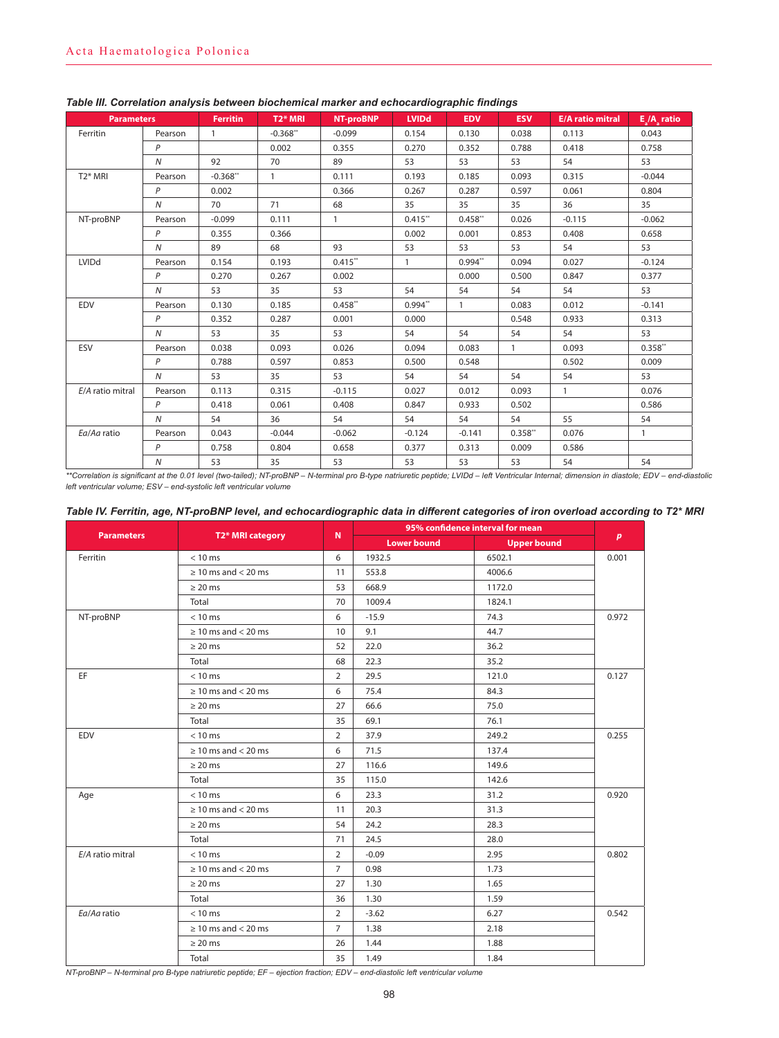***Table III. Correlation analysis between biochemical marker and echocardiographic findings***

| Parameters | | Ferritin | T2* MRI | NT-proBNP | LVIDd | EDV | ESV | E/A ratio mitral | $E_a/A_a$ ratio |
|---|---|---|---|---|---|---|---|---|---|
| Ferritin | Pearson | 1 | -0.368** | -0.099 | 0.154 | 0.130 | 0.038 | 0.113 | 0.043 |
| | *P* | | 0.002 | 0.355 | 0.270 | 0.352 | 0.788 | 0.418 | 0.758 |
| | *N* | 92 | 70 | 89 | 53 | 53 | 53 | 54 | 53 |
| T2* MRI | Pearson | -0.368** | 1 | 0.111 | 0.193 | 0.185 | 0.093 | 0.315 | -0.044 |
| | *P* | 0.002 | | 0.366 | 0.267 | 0.287 | 0.597 | 0.061 | 0.804 |
| | *N* | 70 | 71 | 68 | 35 | 35 | 35 | 36 | 35 |
| NT-proBNP | Pearson | -0.099 | 0.111 | 1 | 0.415** | 0.458** | 0.026 | -0.115 | -0.062 |
| | *P* | 0.355 | 0.366 | | 0.002 | 0.001 | 0.853 | 0.408 | 0.658 |
| | *N* | 89 | 68 | 93 | 53 | 53 | 53 | 54 | 53 |
| LVIDd | Pearson | 0.154 | 0.193 | 0.415** | 1 | 0.994** | 0.094 | 0.027 | -0.124 |
| | *P* | 0.270 | 0.267 | 0.002 | | 0.000 | 0.500 | 0.847 | 0.377 |
| | *N* | 53 | 35 | 53 | 54 | 54 | 54 | 54 | 53 |
| EDV | Pearson | 0.130 | 0.185 | 0.458** | 0.994** | 1 | 0.083 | 0.012 | -0.141 |
| | *P* | 0.352 | 0.287 | 0.001 | 0.000 | | 0.548 | 0.933 | 0.313 |
| | *N* | 53 | 35 | 53 | 54 | 54 | 54 | 54 | 53 |
| ESV | Pearson | 0.038 | 0.093 | 0.026 | 0.094 | 0.083 | 1 | 0.093 | 0.358** |
| | *P* | 0.788 | 0.597 | 0.853 | 0.500 | 0.548 | | 0.502 | 0.009 |
| | *N* | 53 | 35 | 53 | 54 | 54 | 54 | 54 | 53 |
| *E/A* ratio mitral | Pearson | 0.113 | 0.315 | -0.115 | 0.027 | 0.012 | 0.093 | 1 | 0.076 |
| | *P* | 0.418 | 0.061 | 0.408 | 0.847 | 0.933 | 0.502 | | 0.586 |
| | *N* | 54 | 36 | 54 | 54 | 54 | 54 | 55 | 54 |
| *Ea/Aa* ratio | Pearson | 0.043 | -0.044 | -0.062 | -0.124 | -0.141 | 0.358** | 0.076 | 1 |
| | *P* | 0.758 | 0.804 | 0.658 | 0.377 | 0.313 | 0.009 | 0.586 | |
| | *N* | 53 | 35 | 53 | 53 | 53 | 53 | 54 | 54 |

*\*\*Correlation is significant at the 0.01 level (two-tailed); NT-proBNP – N-terminal pro B-type natriuretic peptide; LVIDd – left Ventricular Internal; dimension in diastole; EDV – end-diastolic left ventricular volume; ESV – end-systolic left ventricular volume*

***Table IV. Ferritin, age, NT-proBNP level, and echocardiographic data in different categories of iron overload according to T2\* MRI***

| Parameters | T2* MRI category | N | 95% confidence interval for mean | | *p* |
|---|---|---|---|---|---|
| | | | Lower bound | Upper bound | |
| Ferritin | < 10 ms | 6 | 1932.5 | 6502.1 | 0.001 |
| | ≥ 10 ms and < 20 ms | 11 | 553.8 | 4006.6 | |
| | ≥ 20 ms | 53 | 668.9 | 1172.0 | |
| | Total | 70 | 1009.4 | 1824.1 | |
| NT-proBNP | < 10 ms | 6 | -15.9 | 74.3 | 0.972 |
| | ≥ 10 ms and < 20 ms | 10 | 9.1 | 44.7 | |
| | ≥ 20 ms | 52 | 22.0 | 36.2 | |
| | Total | 68 | 22.3 | 35.2 | |
| EF | < 10 ms | 2 | 29.5 | 121.0 | 0.127 |
| | ≥ 10 ms and < 20 ms | 6 | 75.4 | 84.3 | |
| | ≥ 20 ms | 27 | 66.6 | 75.0 | |
| | Total | 35 | 69.1 | 76.1 | |
| EDV | < 10 ms | 2 | 37.9 | 249.2 | 0.255 |
| | ≥ 10 ms and < 20 ms | 6 | 71.5 | 137.4 | |
| | ≥ 20 ms | 27 | 116.6 | 149.6 | |
| | Total | 35 | 115.0 | 142.6 | |
| Age | < 10 ms | 6 | 23.3 | 31.2 | 0.920 |
| | ≥ 10 ms and < 20 ms | 11 | 20.3 | 31.3 | |
| | ≥ 20 ms | 54 | 24.2 | 28.3 | |
| | Total | 71 | 24.5 | 28.0 | |
| *E/A* ratio mitral | < 10 ms | 2 | -0.09 | 2.95 | 0.802 |
| | ≥ 10 ms and < 20 ms | 7 | 0.98 | 1.73 | |
| | ≥ 20 ms | 27 | 1.30 | 1.65 | |
| | Total | 36 | 1.30 | 1.59 | |
| *Ea/Aa* ratio | < 10 ms | 2 | -3.62 | 6.27 | 0.542 |
| | ≥ 10 ms and < 20 ms | 7 | 1.38 | 2.18 | |
| | ≥ 20 ms | 26 | 1.44 | 1.88 | |
| | Total | 35 | 1.49 | 1.84 | |

*NT-proBNP – N-terminal pro B-type natriuretic peptide; EF – ejection fraction; EDV – end-diastolic left ventricular volume*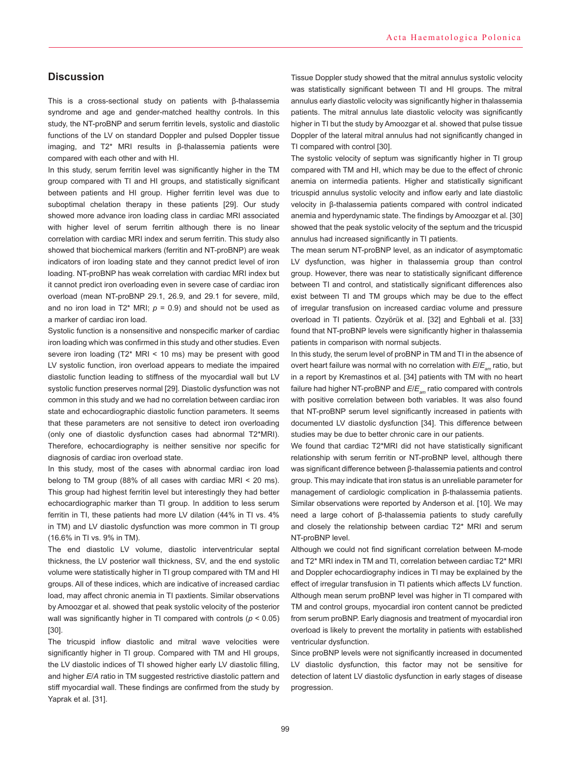## Discussion

This is a cross-sectional study on patients with β-thalassemia syndrome and age and gender-matched healthy controls. In this study, the NT-proBNP and serum ferritin levels, systolic and diastolic functions of the LV on standard Doppler and pulsed Doppler tissue imaging, and T2* MRI results in β-thalassemia patients were compared with each other and with HI.

In this study, serum ferritin level was significantly higher in the TM group compared with TI and HI groups, and statistically significant between patients and HI group. Higher ferritin level was due to suboptimal chelation therapy in these patients [29]. Our study showed more advance iron loading class in cardiac MRI associated with higher level of serum ferritin although there is no linear correlation with cardiac MRI index and serum ferritin. This study also showed that biochemical markers (ferritin and NT-proBNP) are weak indicators of iron loading state and they cannot predict level of iron loading. NT-proBNP has weak correlation with cardiac MRI index but it cannot predict iron overloading even in severe case of cardiac iron overload (mean NT-proBNP 29.1, 26.9, and 29.1 for severe, mild, and no iron load in T2* MRI; $p = 0.9$) and should not be used as a marker of cardiac iron load.

Systolic function is a nonsensitive and nonspecific marker of cardiac iron loading which was confirmed in this study and other studies. Even severe iron loading (T2* MRI < 10 ms) may be present with good LV systolic function, iron overload appears to mediate the impaired diastolic function leading to stiffness of the myocardial wall but LV systolic function preserves normal [29]. Diastolic dysfunction was not common in this study and we had no correlation between cardiac iron state and echocardiographic diastolic function parameters. It seems that these parameters are not sensitive to detect iron overloading (only one of diastolic dysfunction cases had abnormal T2*MRI). Therefore, echocardiography is neither sensitive nor specific for diagnosis of cardiac iron overload state.

In this study, most of the cases with abnormal cardiac iron load belong to TM group (88% of all cases with cardiac MRI < 20 ms). This group had highest ferritin level but interestingly they had better echocardiographic marker than TI group. In addition to less serum ferritin in TI, these patients had more LV dilation (44% in TI vs. 4% in TM) and LV diastolic dysfunction was more common in TI group (16.6% in TI vs. 9% in TM).

The end diastolic LV volume, diastolic interventricular septal thickness, the LV posterior wall thickness, SV, and the end systolic volume were statistically higher in TI group compared with TM and HI groups. All of these indices, which are indicative of increased cardiac load, may affect chronic anemia in TI paxtients. Similar observations by Amoozgar et al. showed that peak systolic velocity of the posterior wall was significantly higher in TI compared with controls ($p < 0.05$) [30].

The tricuspid inflow diastolic and mitral wave velocities were significantly higher in TI group. Compared with TM and HI groups, the LV diastolic indices of TI showed higher early LV diastolic filling, and higher *E*/*A* ratio in TM suggested restrictive diastolic pattern and stiff myocardial wall. These findings are confirmed from the study by Yaprak et al. [31].

Tissue Doppler study showed that the mitral annulus systolic velocity was statistically significant between TI and HI groups. The mitral annulus early diastolic velocity was significantly higher in thalassemia patients. The mitral annulus late diastolic velocity was significantly higher in TI but the study by Amoozgar et al. showed that pulse tissue Doppler of the lateral mitral annulus had not significantly changed in TI compared with control [30].

The systolic velocity of septum was significantly higher in TI group compared with TM and HI, which may be due to the effect of chronic anemia on intermedia patients. Higher and statistically significant tricuspid annulus systolic velocity and inflow early and late diastolic velocity in β-thalassemia patients compared with control indicated anemia and hyperdynamic state. The findings by Amoozgar et al. [30] showed that the peak systolic velocity of the septum and the tricuspid annulus had increased significantly in TI patients.

The mean serum NT-proBNP level, as an indicator of asymptomatic LV dysfunction, was higher in thalassemia group than control group. However, there was near to statistically significant difference between TI and control, and statistically significant differences also exist between TI and TM groups which may be due to the effect of irregular transfusion on increased cardiac volume and pressure overload in TI patients. Özyörük et al. [32] and Eghbali et al. [33] found that NT-proBNP levels were significantly higher in thalassemia patients in comparison with normal subjects.

In this study, the serum level of proBNP in TM and TI in the absence of overt heart failure was normal with no correlation with $E/E_{am}$ ratio, but in a report by Kremastinos et al. [34] patients with TM with no heart failure had higher NT-proBNP and $E/E_{am}$ ratio compared with controls with positive correlation between both variables. It was also found that NT-proBNP serum level significantly increased in patients with documented LV diastolic dysfunction [34]. This difference between studies may be due to better chronic care in our patients.

We found that cardiac T2*MRI did not have statistically significant relationship with serum ferritin or NT-proBNP level, although there was significant difference between β-thalassemia patients and control group. This may indicate that iron status is an unreliable parameter for management of cardiologic complication in β-thalassemia patients. Similar observations were reported by Anderson et al. [10]. We may need a large cohort of β-thalassemia patients to study carefully and closely the relationship between cardiac T2* MRI and serum NT-proBNP level.

Although we could not find significant correlation between M-mode and T2* MRI index in TM and TI, correlation between cardiac T2* MRI and Doppler echocardiography indices in TI may be explained by the effect of irregular transfusion in TI patients which affects LV function. Although mean serum proBNP level was higher in TI compared with TM and control groups, myocardial iron content cannot be predicted from serum proBNP. Early diagnosis and treatment of myocardial iron overload is likely to prevent the mortality in patients with established ventricular dysfunction.

Since proBNP levels were not significantly increased in documented LV diastolic dysfunction, this factor may not be sensitive for detection of latent LV diastolic dysfunction in early stages of disease progression.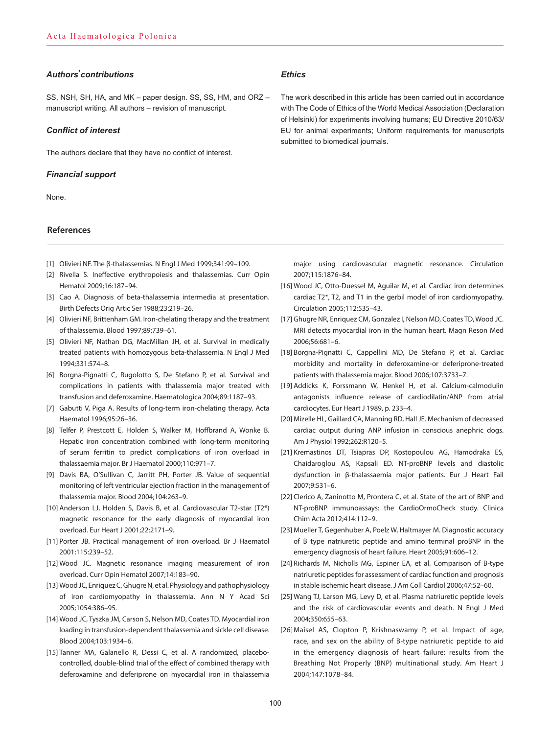### *Authors' contributions*

SS, NSH, SH, HA, and MK – paper design. SS, SS, HM, and ORZ – manuscript writing. All authors – revision of manuscript.

### *Conflict of interest*

The authors declare that they have no conflict of interest.

### *Financial support*

None.

### *Ethics*

The work described in this article has been carried out in accordance with The Code of Ethics of the World Medical Association (Declaration of Helsinki) for experiments involving humans; EU Directive 2010/63/EU for animal experiments; Uniform requirements for manuscripts submitted to biomedical journals.

## References

[1] Olivieri NF. The β-thalassemias. N Engl J Med 1999;341:99–109.

[2] Rivella S. Ineffective erythropoiesis and thalassemias. Curr Opin Hematol 2009;16:187–94.

[3] Cao A. Diagnosis of beta-thalassemia intermedia at presentation. Birth Defects Orig Artic Ser 1988;23:219–26.

[4] Olivieri NF, Brittenham GM. Iron-chelating therapy and the treatment of thalassemia. Blood 1997;89:739–61.

[5] Olivieri NF, Nathan DG, MacMillan JH, et al. Survival in medically treated patients with homozygous beta-thalassemia. N Engl J Med 1994;331:574–8.

[6] Borgna-Pignatti C, Rugolotto S, De Stefano P, et al. Survival and complications in patients with thalassemia major treated with transfusion and deferoxamine. Haematologica 2004;89:1187–93.

[7] Gabutti V, Piga A. Results of long-term iron-chelating therapy. Acta Haematol 1996;95:26–36.

[8] Telfer P, Prestcott E, Holden S, Walker M, Hoffbrand A, Wonke B. Hepatic iron concentration combined with long-term monitoring of serum ferritin to predict complications of iron overload in thalassaemia major. Br J Haematol 2000;110:971–7.

[9] Davis BA, O'Sullivan C, Jarritt PH, Porter JB. Value of sequential monitoring of left ventricular ejection fraction in the management of thalassemia major. Blood 2004;104:263–9.

[10] Anderson LJ, Holden S, Davis B, et al. Cardiovascular T2-star (T2*) magnetic resonance for the early diagnosis of myocardial iron overload. Eur Heart J 2001;22:2171–9.

[11] Porter JB. Practical management of iron overload. Br J Haematol 2001;115:239–52.

[12] Wood JC. Magnetic resonance imaging measurement of iron overload. Curr Opin Hematol 2007;14:183–90.

[13] Wood JC, Enriquez C, Ghugre N, et al. Physiology and pathophysiology of iron cardiomyopathy in thalassemia. Ann N Y Acad Sci 2005;1054:386–95.

[14] Wood JC, Tyszka JM, Carson S, Nelson MD, Coates TD. Myocardial iron loading in transfusion-dependent thalassemia and sickle cell disease. Blood 2004;103:1934–6.

[15] Tanner MA, Galanello R, Dessi C, et al. A randomized, placebo-controlled, double-blind trial of the effect of combined therapy with deferoxamine and deferiprone on myocardial iron in thalassemia major using cardiovascular magnetic resonance. Circulation 2007;115:1876–84.

[16] Wood JC, Otto-Duessel M, Aguilar M, et al. Cardiac iron determines cardiac T2*, T2, and T1 in the gerbil model of iron cardiomyopathy. Circulation 2005;112:535–43.

[17] Ghugre NR, Enriquez CM, Gonzalez I, Nelson MD, Coates TD, Wood JC. MRI detects myocardial iron in the human heart. Magn Reson Med 2006;56:681–6.

[18] Borgna-Pignatti C, Cappellini MD, De Stefano P, et al. Cardiac morbidity and mortality in deferoxamine-or deferiprone-treated patients with thalassemia major. Blood 2006;107:3733–7.

[19] Addicks K, Forssmann W, Henkel H, et al. Calcium-calmodulin antagonists influence release of cardiodilatin/ANP from atrial cardiocytes. Eur Heart J 1989, p. 233–4.

[20] Mizelle HL, Gaillard CA, Manning RD, Hall JE. Mechanism of decreased cardiac output during ANP infusion in conscious anephric dogs. Am J Physiol 1992;262:R120–5.

[21] Kremastinos DT, Tsiapras DP, Kostopoulou AG, Hamodraka ES, Chaidaroglou AS, Kapsali ED. NT-proBNP levels and diastolic dysfunction in β-thalassaemia major patients. Eur J Heart Fail 2007;9:531–6.

[22] Clerico A, Zaninotto M, Prontera C, et al. State of the art of BNP and NT-proBNP immunoassays: the CardioOrmoCheck study. Clinica Chim Acta 2012;414:112–9.

[23] Mueller T, Gegenhuber A, Poelz W, Haltmayer M. Diagnostic accuracy of B type natriuretic peptide and amino terminal proBNP in the emergency diagnosis of heart failure. Heart 2005;91:606–12.

[24] Richards M, Nicholls MG, Espiner EA, et al. Comparison of B-type natriuretic peptides for assessment of cardiac function and prognosis in stable ischemic heart disease. J Am Coll Cardiol 2006;47:52–60.

[25] Wang TJ, Larson MG, Levy D, et al. Plasma natriuretic peptide levels and the risk of cardiovascular events and death. N Engl J Med 2004;350:655–63.

[26] Maisel AS, Clopton P, Krishnaswamy P, et al. Impact of age, race, and sex on the ability of B-type natriuretic peptide to aid in the emergency diagnosis of heart failure: results from the Breathing Not Properly (BNP) multinational study. Am Heart J 2004;147:1078–84.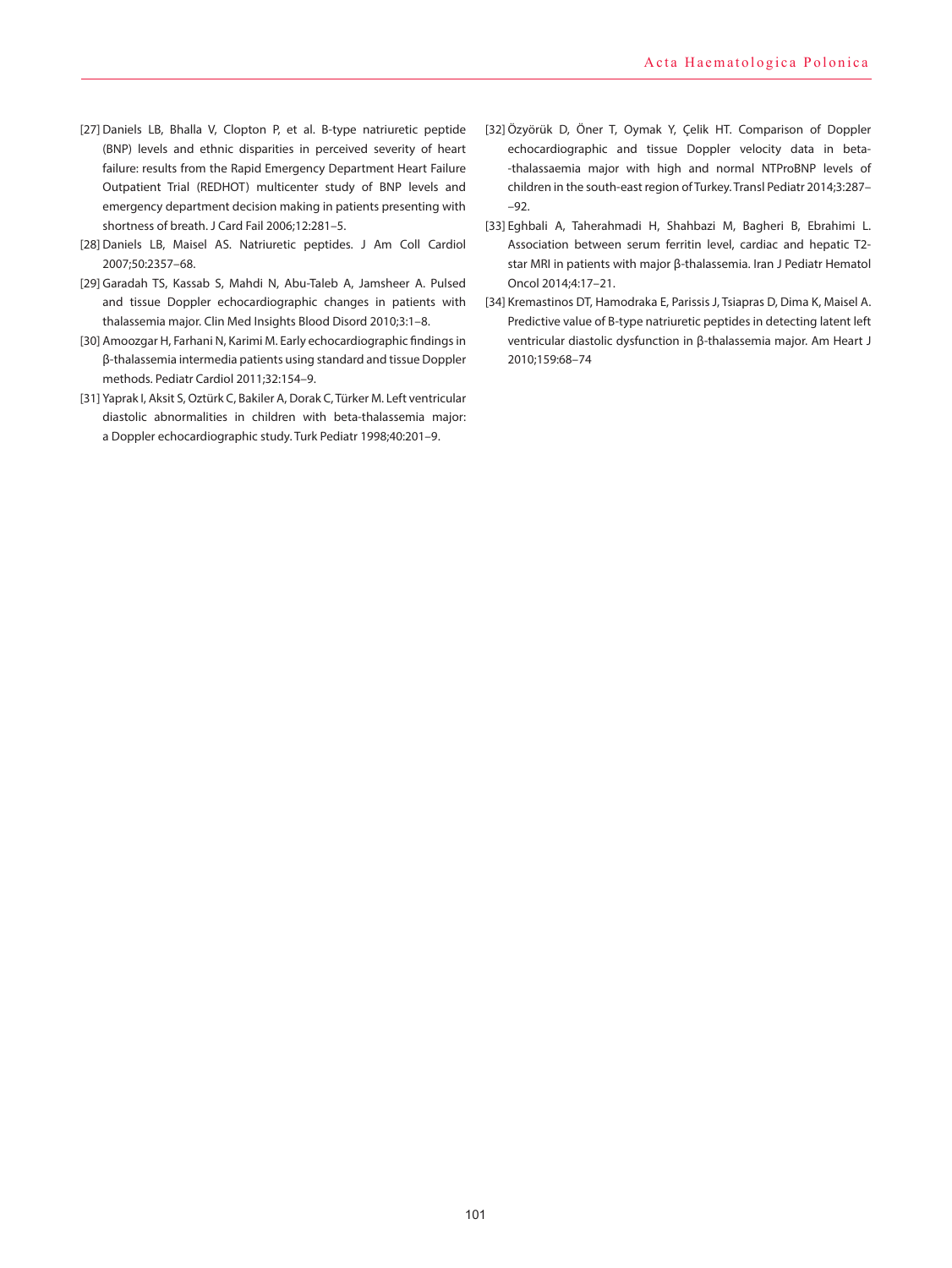[27] Daniels LB, Bhalla V, Clopton P, et al. B-type natriuretic peptide (BNP) levels and ethnic disparities in perceived severity of heart failure: results from the Rapid Emergency Department Heart Failure Outpatient Trial (REDHOT) multicenter study of BNP levels and emergency department decision making in patients presenting with shortness of breath. J Card Fail 2006;12:281–5.

[28] Daniels LB, Maisel AS. Natriuretic peptides. J Am Coll Cardiol 2007;50:2357–68.

[29] Garadah TS, Kassab S, Mahdi N, Abu-Taleb A, Jamsheer A. Pulsed and tissue Doppler echocardiographic changes in patients with thalassemia major. Clin Med Insights Blood Disord 2010;3:1–8.

[30] Amoozgar H, Farhani N, Karimi M. Early echocardiographic findings in β-thalassemia intermedia patients using standard and tissue Doppler methods. Pediatr Cardiol 2011;32:154–9.

[31] Yaprak I, Aksit S, Oztürk C, Bakiler A, Dorak C, Türker M. Left ventricular diastolic abnormalities in children with beta-thalassemia major: a Doppler echocardiographic study. Turk Pediatr 1998;40:201–9.

[32] Özyörük D, Öner T, Oymak Y, Çelik HT. Comparison of Doppler echocardiographic and tissue Doppler velocity data in beta--thalassaemia major with high and normal NTProBNP levels of children in the south-east region of Turkey. Transl Pediatr 2014;3:287–92.

[33] Eghbali A, Taherahmadi H, Shahbazi M, Bagheri B, Ebrahimi L. Association between serum ferritin level, cardiac and hepatic T2-star MRI in patients with major β-thalassemia. Iran J Pediatr Hematol Oncol 2014;4:17–21.

[34] Kremastinos DT, Hamodraka E, Parissis J, Tsiapras D, Dima K, Maisel A. Predictive value of B-type natriuretic peptides in detecting latent left ventricular diastolic dysfunction in β-thalassemia major. Am Heart J 2010;159:68–74